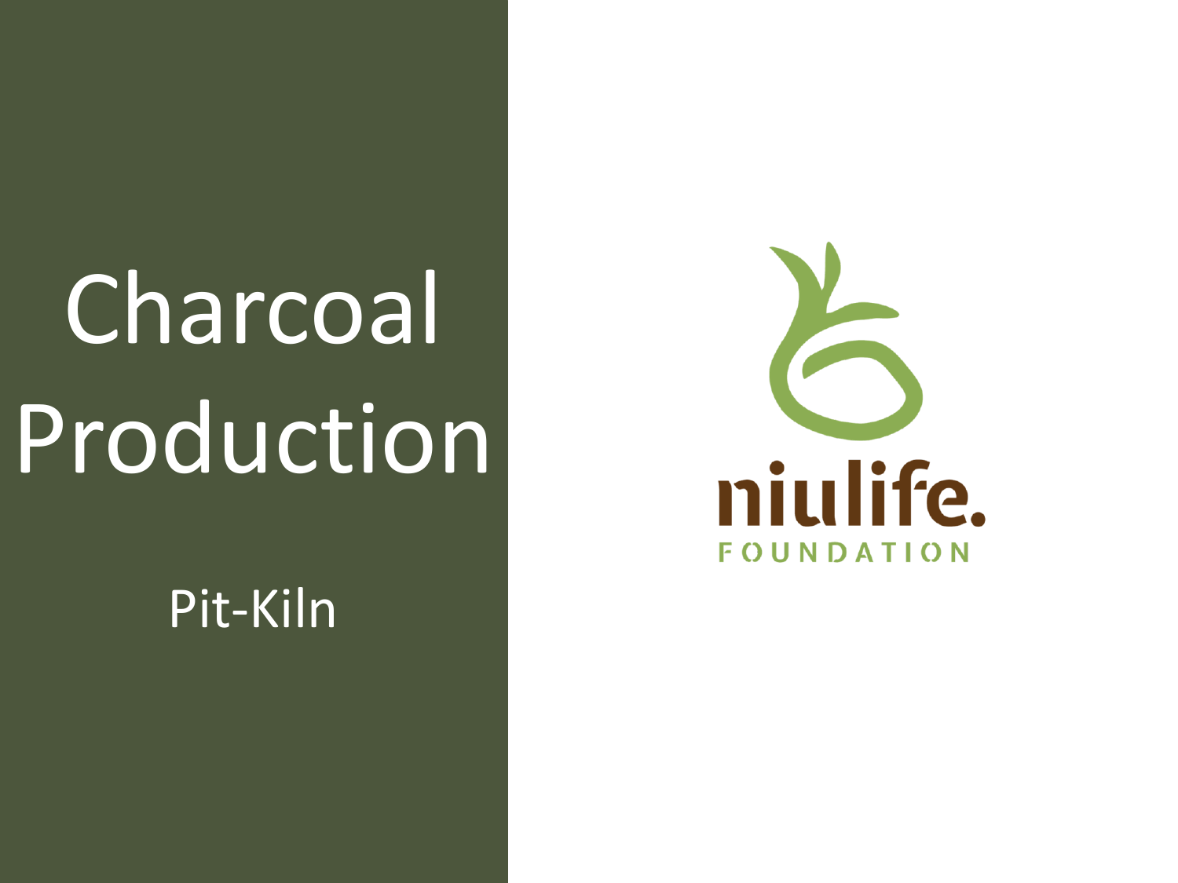# Charcoal Production

Pit-Kiln

niulife.
FOUNDATION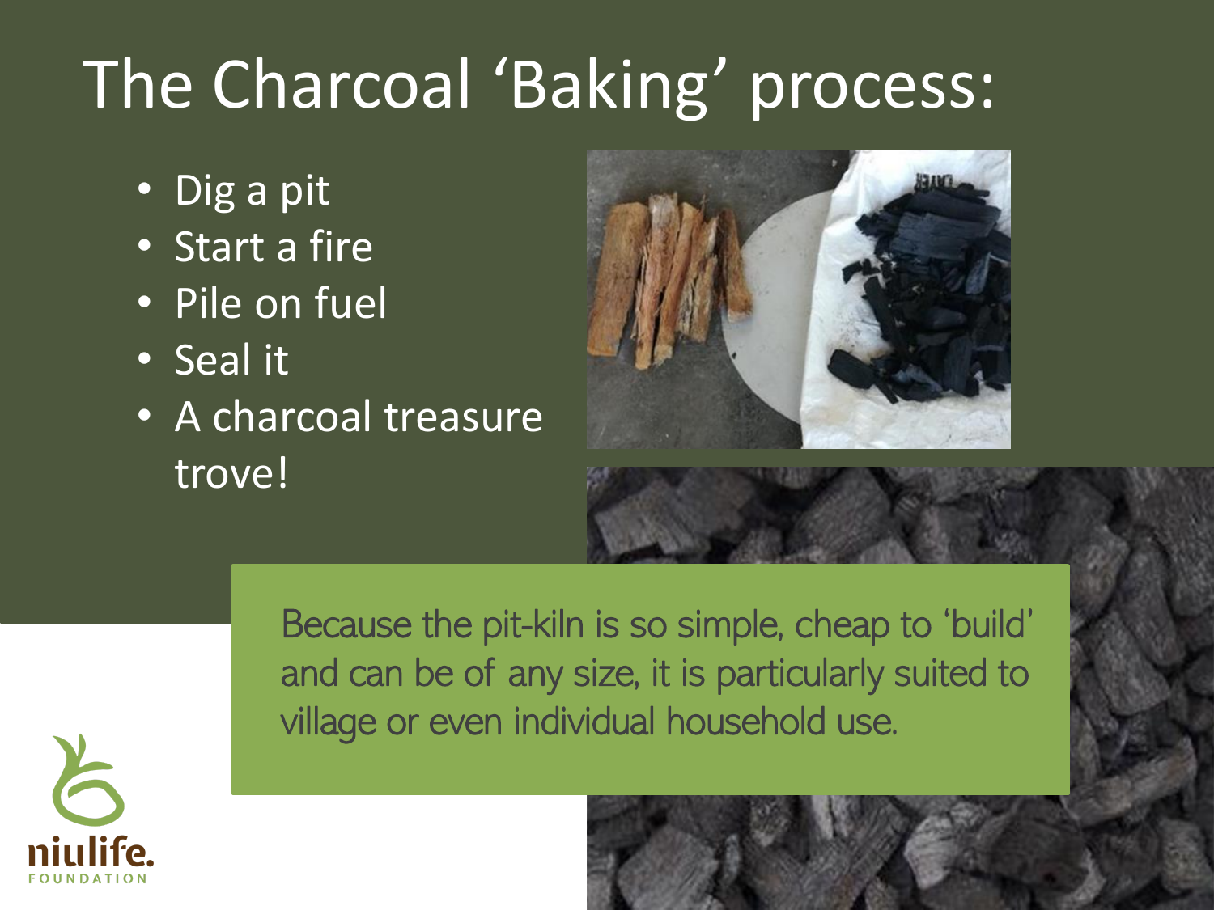# The Charcoal 'Baking' process:

- Dig a pit
- Start a fire
- Pile on fuel
- Seal it
- A charcoal treasure trove!

Because the pit-kiln is so simple, cheap to 'build' and can be of any size, it is particularly suited to village or even individual household use.

niulife.
FOUNDATION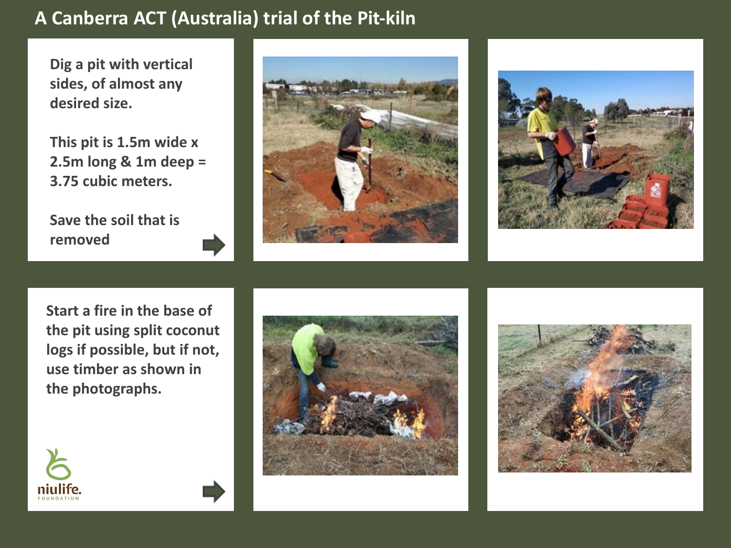# A Canberra ACT (Australia) trial of the Pit-kiln

Dig a pit with vertical sides, of almost any desired size.

This pit is 1.5m wide x 2.5m long & 1m deep = 3.75 cubic meters.

Save the soil that is removed

Start a fire in the base of the pit using split coconut logs if possible, but if not, use timber as shown in the photographs.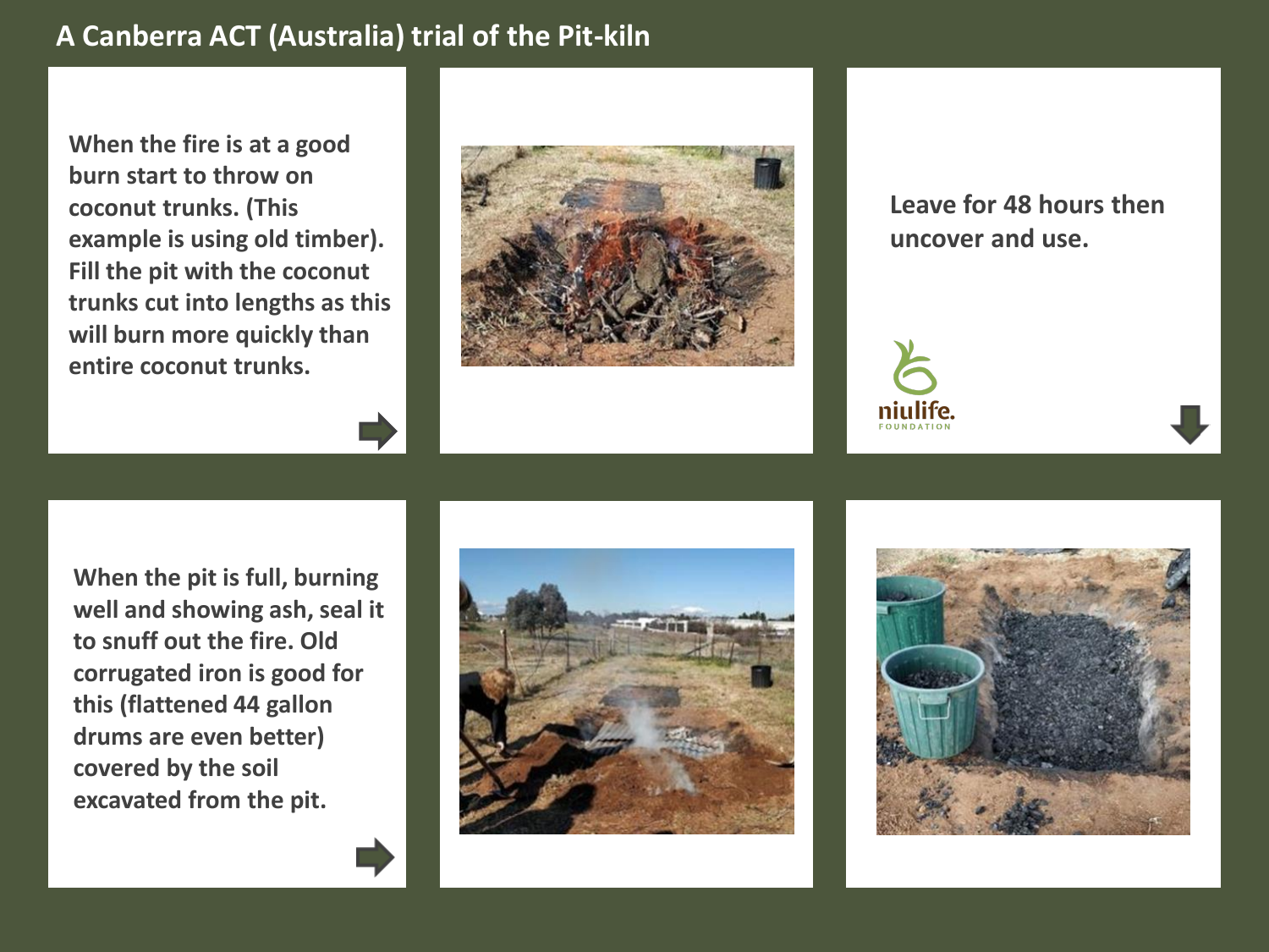# A Canberra ACT (Australia) trial of the Pit-kiln

When the fire is at a good burn start to throw on coconut trunks. (This example is using old timber). Fill the pit with the coconut trunks cut into lengths as this will burn more quickly than entire coconut trunks.

Leave for 48 hours then uncover and use.

niulife. FOUNDATION

When the pit is full, burning well and showing ash, seal it to snuff out the fire. Old corrugated iron is good for this (flattened 44 gallon drums are even better) covered by the soil excavated from the pit.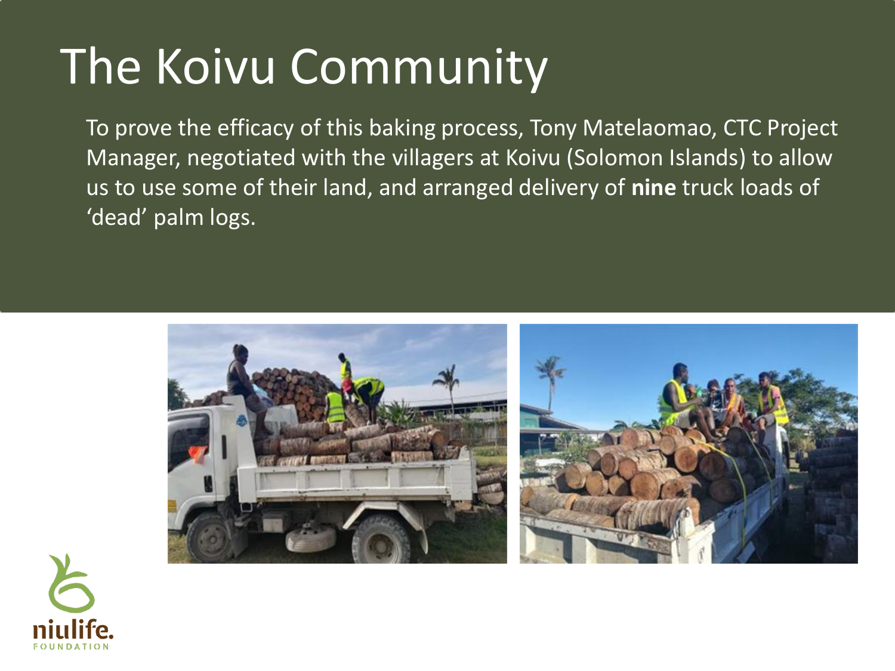# The Koivu Community

To prove the efficacy of this baking process, Tony Matelaomao, CTC Project Manager, negotiated with the villagers at Koivu (Solomon Islands) to allow us to use some of their land, and arranged delivery of **nine** truck loads of 'dead' palm logs.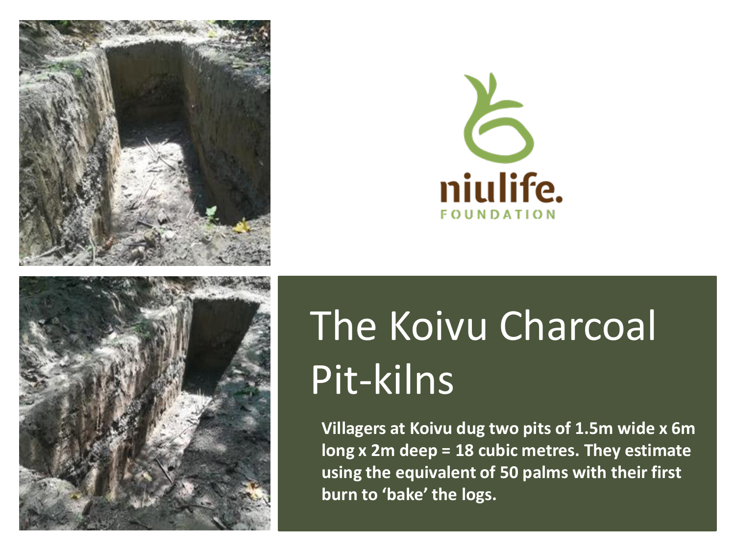niulife.

FOUNDATION

# The Koivu Charcoal Pit-kilns

**Villagers at Koivu dug two pits of 1.5m wide x 6m long x 2m deep = 18 cubic metres. They estimate using the equivalent of 50 palms with their first burn to 'bake' the logs.**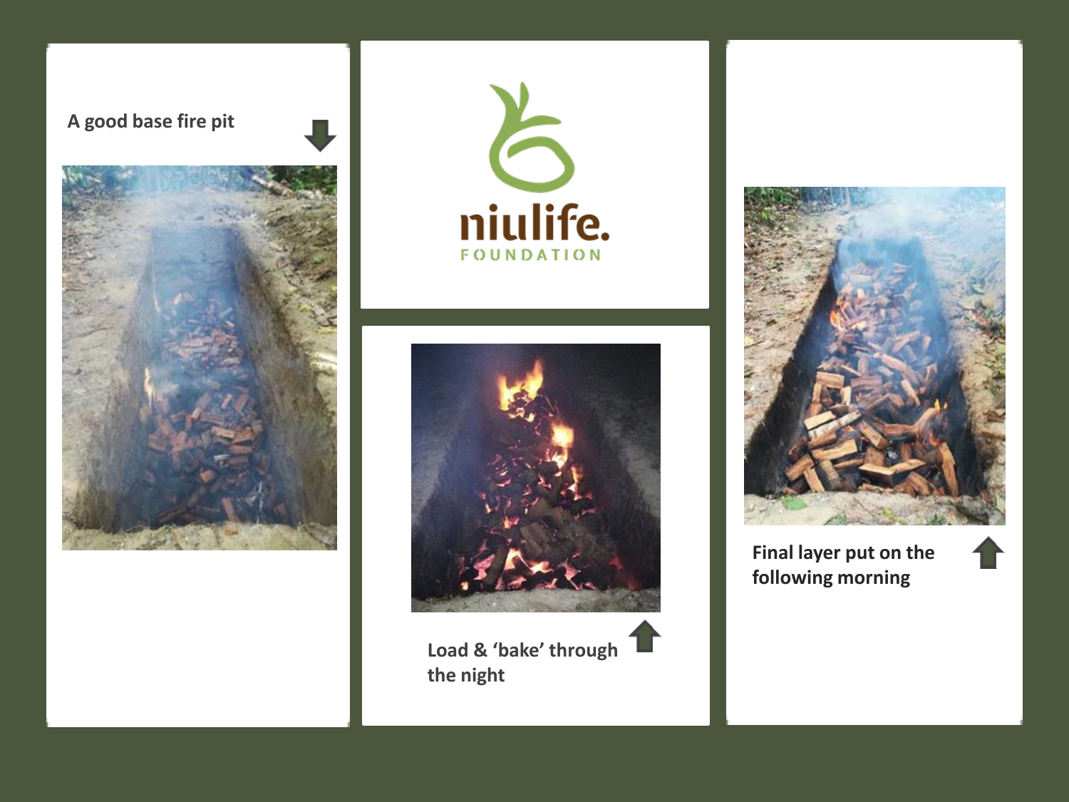A good base fire pit

niulife.
FOUNDATION

Load & 'bake' through the night

Final layer put on the following morning